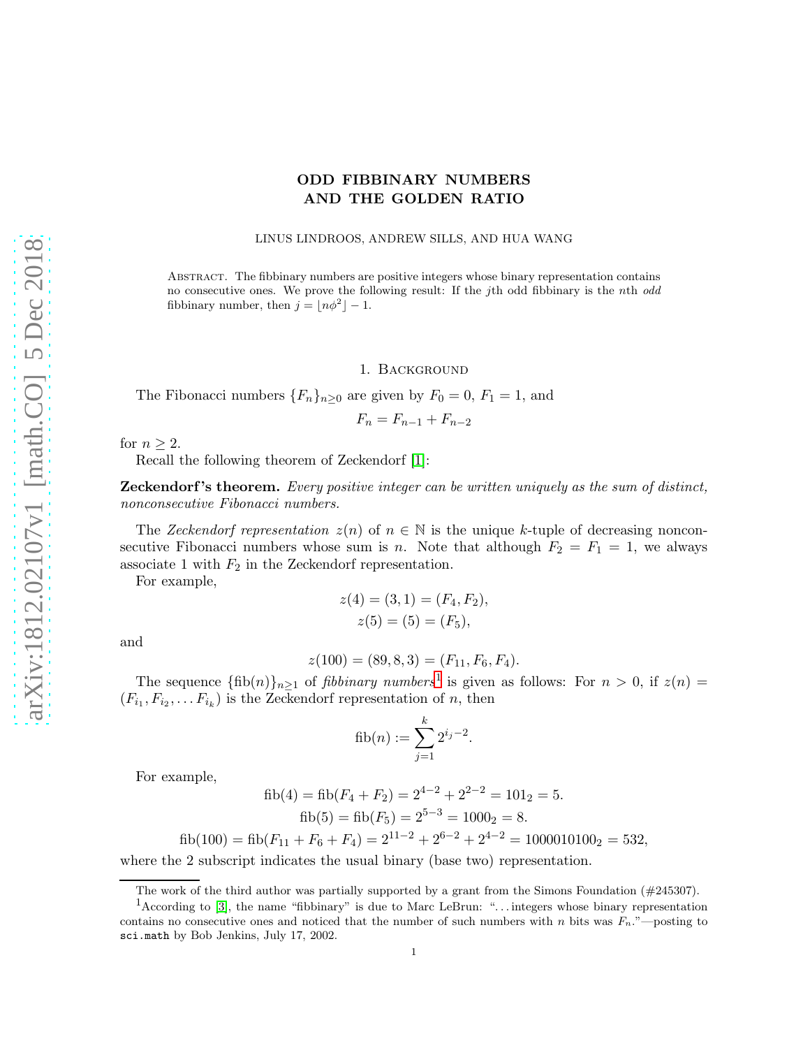# ODD FIBBINARY NUMBERS AND THE GOLDEN RATIO

LINUS LINDROOS, ANDREW SILLS, AND HUA WANG

Abstract. The fibbinary numbers are positive integers whose binary representation contains no consecutive ones. We prove the following result: If the $j$th odd fibbinary is the $n$th *odd* fibbinary number, then $j = \lfloor n\phi^2 \rfloor - 1$.

## 1. Background

The Fibonacci numbers $\{F_n\}_{n\geq 0}$ are given by $F_0 = 0$, $F_1 = 1$, and

$$F_n = F_{n-1} + F_{n-2}$$

for $n \geq 2$.

Recall the following theorem of Zeckendorf [1]:

**Zeckendorf's theorem.** *Every positive integer can be written uniquely as the sum of distinct, nonconsecutive Fibonacci numbers.*

The *Zeckendorf representation* $z(n)$ of $n \in \mathbb{N}$ is the unique $k$-tuple of decreasing nonconsecutive Fibonacci numbers whose sum is $n$. Note that although $F_2 = F_1 = 1$, we always associate 1 with $F_2$ in the Zeckendorf representation.

For example,

$$z(4) = (3, 1) = (F_4, F_2),$$
$$z(5) = (5) = (F_5),$$

and

$$z(100) = (89, 8, 3) = (F_{11}, F_6, F_4).$$

The sequence $\{\text{fib}(n)\}_{n\geq 1}$ of *fibbinary numbers*[1] is given as follows: For $n > 0$, if $z(n) = (F_{i_1}, F_{i_2}, \dots F_{i_k})$ is the Zeckendorf representation of $n$, then

$$\text{fib}(n) := \sum_{j=1}^{k} 2^{i_j - 2}.$$

For example,

$$\text{fib}(4) = \text{fib}(F_4 + F_2) = 2^{4-2} + 2^{2-2} = 101_2 = 5.$$
$$\text{fib}(5) = \text{fib}(F_5) = 2^{5-3} = 1000_2 = 8.$$
$$\text{fib}(100) = \text{fib}(F_{11} + F_6 + F_4) = 2^{11-2} + 2^{6-2} + 2^{4-2} = 1000010100_2 = 532,$$

where the 2 subscript indicates the usual binary (base two) representation.

The work of the third author was partially supported by a grant from the Simons Foundation (#245307).

[1] According to [3], the name "fibbinary" is due to Marc LeBrun: "...integers whose binary representation contains no consecutive ones and noticed that the number of such numbers with $n$ bits was $F_n$."—posting to `sci.math` by Bob Jenkins, July 17, 2002.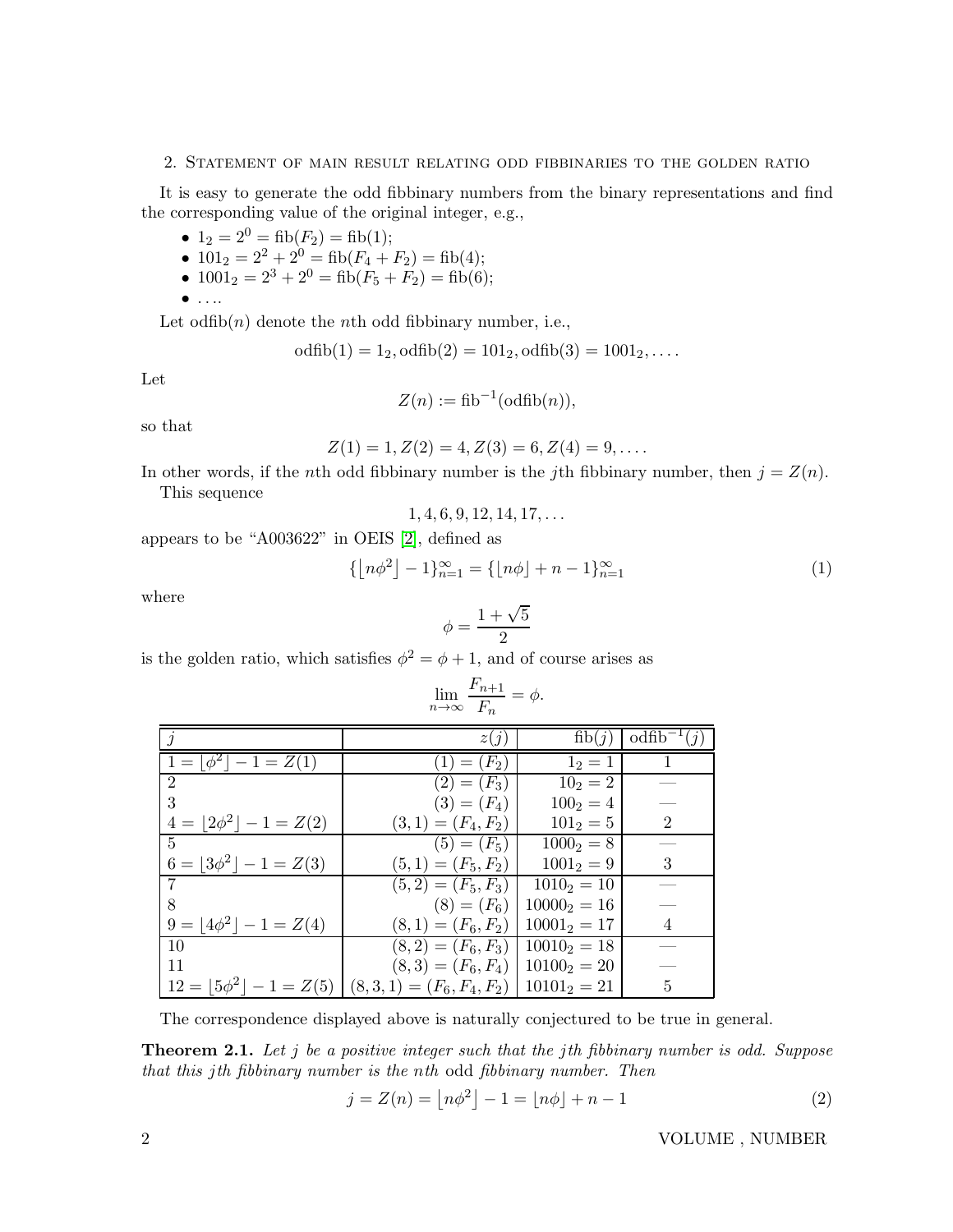## 2. Statement of main result relating odd fibbinaries to the golden ratio

It is easy to generate the odd fibbinary numbers from the binary representations and find the corresponding value of the original integer, e.g.,

- $1_2 = 2^0 = \mathrm{fib}(F_2) = \mathrm{fib}(1)$;
- $101_2 = 2^2 + 2^0 = \mathrm{fib}(F_4 + F_2) = \mathrm{fib}(4)$;
- $1001_2 = 2^3 + 2^0 = \mathrm{fib}(F_5 + F_2) = \mathrm{fib}(6)$;
- $\ldots$.

Let $\mathrm{odfib}(n)$ denote the $n$th odd fibbinary number, i.e.,

$$\mathrm{odfib}(1) = 1_2, \mathrm{odfib}(2) = 101_2, \mathrm{odfib}(3) = 1001_2, \ldots.$$

Let

$$Z(n) := \mathrm{fib}^{-1}(\mathrm{odfib}(n)),$$

so that

$$Z(1) = 1, Z(2) = 4, Z(3) = 6, Z(4) = 9, \ldots.$$

In other words, if the $n$th odd fibbinary number is the $j$th fibbinary number, then $j = Z(n)$.

This sequence

$$1, 4, 6, 9, 12, 14, 17, \ldots$$

appears to be "A003622" in OEIS [2], defined as

$$\{\lfloor n\phi^2 \rfloor - 1\}_{n=1}^{\infty} = \{\lfloor n\phi \rfloor + n - 1\}_{n=1}^{\infty} \tag{1}$$

where

$$\phi = \frac{1 + \sqrt{5}}{2}$$

is the golden ratio, which satisfies $\phi^2 = \phi + 1$, and of course arises as

$$\lim_{n\to\infty} \frac{F_{n+1}}{F_n} = \phi.$$

| $j$ | $z(j)$ | $\mathrm{fib}(j)$ | $\mathrm{odfib}^{-1}(j)$ |
|---|---|---|---|
| $1 = \lfloor \phi^2 \rfloor - 1 = Z(1)$ | $(1) = (F_2)$ | $1_2 = 1$ | 1 |
| 2 | $(2) = (F_3)$ | $10_2 = 2$ | — |
| 3 | $(3) = (F_4)$ | $100_2 = 4$ | — |
| $4 = \lfloor 2\phi^2 \rfloor - 1 = Z(2)$ | $(3,1) = (F_4, F_2)$ | $101_2 = 5$ | 2 |
| 5 | $(5) = (F_5)$ | $1000_2 = 8$ | — |
| $6 = \lfloor 3\phi^2 \rfloor - 1 = Z(3)$ | $(5,1) = (F_5, F_2)$ | $1001_2 = 9$ | 3 |
| 7 | $(5,2) = (F_5, F_3)$ | $1010_2 = 10$ | — |
| 8 | $(8) = (F_6)$ | $10000_2 = 16$ | — |
| $9 = \lfloor 4\phi^2 \rfloor - 1 = Z(4)$ | $(8,1) = (F_6, F_2)$ | $10001_2 = 17$ | 4 |
| 10 | $(8,2) = (F_6, F_3)$ | $10010_2 = 18$ | — |
| 11 | $(8,3) = (F_6, F_4)$ | $10100_2 = 20$ | — |
| $12 = \lfloor 5\phi^2 \rfloor - 1 = Z(5)$ | $(8,3,1) = (F_6, F_4, F_2)$ | $10101_2 = 21$ | 5 |

The correspondence displayed above is naturally conjectured to be true in general.

**Theorem 2.1.** *Let $j$ be a positive integer such that the $j$th fibbinary number is odd. Suppose that this $j$th fibbinary number is the $n$th odd fibbinary number. Then*

$$j = Z(n) = \lfloor n\phi^2 \rfloor - 1 = \lfloor n\phi \rfloor + n - 1 \tag{2}$$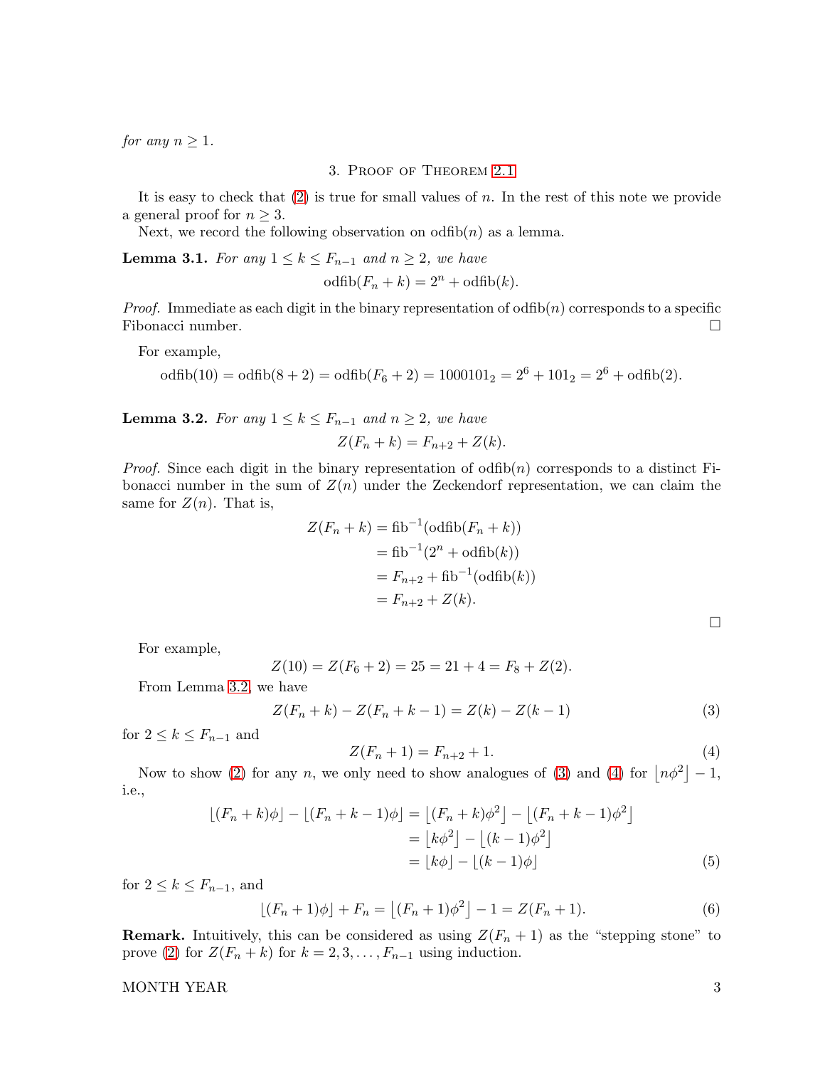*for any* $n \geq 1$.

## 3. Proof of Theorem 2.1

It is easy to check that (2) is true for small values of $n$. In the rest of this note we provide a general proof for $n \geq 3$.

Next, we record the following observation on $\text{odfib}(n)$ as a lemma.

**Lemma 3.1.** *For any* $1 \leq k \leq F_{n-1}$ *and* $n \geq 2$*, we have*

$$\text{odfib}(F_n + k) = 2^n + \text{odfib}(k).$$

*Proof.* Immediate as each digit in the binary representation of $\text{odfib}(n)$ corresponds to a specific Fibonacci number. □

For example,

$$\text{odfib}(10) = \text{odfib}(8+2) = \text{odfib}(F_6 + 2) = 1000101_2 = 2^6 + 101_2 = 2^6 + \text{odfib}(2).$$

**Lemma 3.2.** *For any* $1 \leq k \leq F_{n-1}$ *and* $n \geq 2$*, we have*

$$Z(F_n + k) = F_{n+2} + Z(k).$$

*Proof.* Since each digit in the binary representation of $\text{odfib}(n)$ corresponds to a distinct Fibonacci number in the sum of $Z(n)$ under the Zeckendorf representation, we can claim the same for $Z(n)$. That is,

$$\begin{aligned}
Z(F_n + k) &= \text{fib}^{-1}(\text{odfib}(F_n + k)) \\
&= \text{fib}^{-1}(2^n + \text{odfib}(k)) \\
&= F_{n+2} + \text{fib}^{-1}(\text{odfib}(k)) \\
&= F_{n+2} + Z(k).
\end{aligned}$$

□

For example,

$$Z(10) = Z(F_6 + 2) = 25 = 21 + 4 = F_8 + Z(2).$$

From Lemma 3.2, we have

$$Z(F_n + k) - Z(F_n + k - 1) = Z(k) - Z(k-1) \tag{3}$$

for $2 \leq k \leq F_{n-1}$ and

$$Z(F_n + 1) = F_{n+2} + 1. \tag{4}$$

Now to show (2) for any $n$, we only need to show analogues of (3) and (4) for $\lfloor n\phi^2 \rfloor - 1$, i.e.,

$$\begin{aligned}
\lfloor (F_n + k)\phi \rfloor - \lfloor (F_n + k - 1)\phi \rfloor &= \lfloor (F_n + k)\phi^2 \rfloor - \lfloor (F_n + k - 1)\phi^2 \rfloor \\
&= \lfloor k\phi^2 \rfloor - \lfloor (k-1)\phi^2 \rfloor \\
&= \lfloor k\phi \rfloor - \lfloor (k-1)\phi \rfloor
\end{aligned} \tag{5}$$

for $2 \leq k \leq F_{n-1}$, and

$$\lfloor (F_n + 1)\phi \rfloor + F_n = \lfloor (F_n + 1)\phi^2 \rfloor - 1 = Z(F_n + 1). \tag{6}$$

**Remark.** Intuitively, this can be considered as using $Z(F_n + 1)$ as the "stepping stone" to prove (2) for $Z(F_n + k)$ for $k = 2, 3, \ldots, F_{n-1}$ using induction.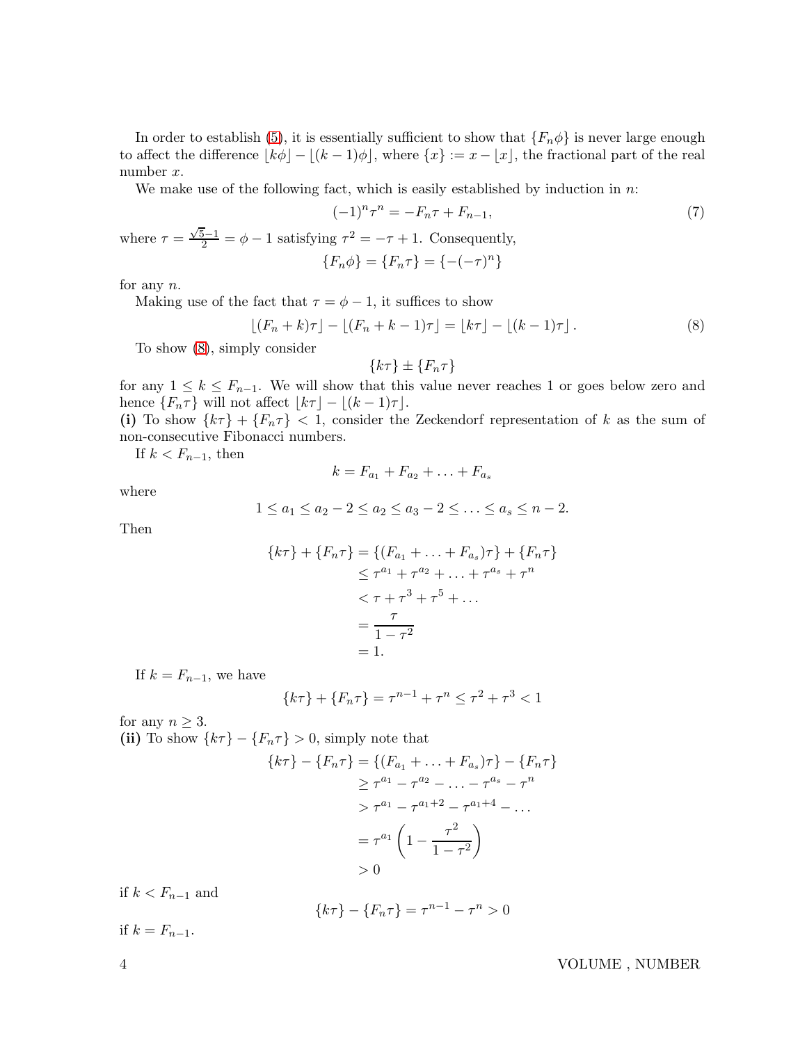In order to establish (5), it is essentially sufficient to show that $\{F_n\phi\}$ is never large enough to affect the difference $\lfloor k\phi \rfloor - \lfloor (k-1)\phi \rfloor$, where $\{x\} := x - \lfloor x \rfloor$, the fractional part of the real number $x$.

We make use of the following fact, which is easily established by induction in $n$:

$$(-1)^n\tau^n = -F_n\tau + F_{n-1}, \tag{7}$$

where $\tau = \frac{\sqrt{5}-1}{2} = \phi - 1$ satisfying $\tau^2 = -\tau + 1$. Consequently,

$$\{F_n\phi\} = \{F_n\tau\} = \{-(-\tau)^n\}$$

for any $n$.

Making use of the fact that $\tau = \phi - 1$, it suffices to show

$$\lfloor (F_n + k)\tau \rfloor - \lfloor (F_n + k - 1)\tau \rfloor = \lfloor k\tau \rfloor - \lfloor (k-1)\tau \rfloor. \tag{8}$$

To show (8), simply consider

$$\{k\tau\} \pm \{F_n\tau\}$$

for any $1 \leq k \leq F_{n-1}$. We will show that this value never reaches 1 or goes below zero and hence $\{F_n\tau\}$ will not affect $\lfloor k\tau \rfloor - \lfloor (k-1)\tau \rfloor$.

**(i)** To show $\{k\tau\} + \{F_n\tau\} < 1$, consider the Zeckendorf representation of $k$ as the sum of non-consecutive Fibonacci numbers.

If $k < F_{n-1}$, then

$$k = F_{a_1} + F_{a_2} + \ldots + F_{a_s}$$

where

$$1 \leq a_1 \leq a_2 - 2 \leq a_2 \leq a_3 - 2 \leq \ldots \leq a_s \leq n-2.$$

Then

$$\begin{aligned}
\{k\tau\} + \{F_n\tau\} &= \{(F_{a_1} + \ldots + F_{a_s})\tau\} + \{F_n\tau\} \\
&\leq \tau^{a_1} + \tau^{a_2} + \ldots + \tau^{a_s} + \tau^n \\
&< \tau + \tau^3 + \tau^5 + \ldots \\
&= \frac{\tau}{1-\tau^2} \\
&= 1.
\end{aligned}$$

If $k = F_{n-1}$, we have

$$\{k\tau\} + \{F_n\tau\} = \tau^{n-1} + \tau^n \leq \tau^2 + \tau^3 < 1$$

for any $n \geq 3$.

**(ii)** To show $\{k\tau\} - \{F_n\tau\} > 0$, simply note that

$$\begin{aligned}
\{k\tau\} - \{F_n\tau\} &= \{(F_{a_1} + \ldots + F_{a_s})\tau\} - \{F_n\tau\} \\
&\geq \tau^{a_1} - \tau^{a_2} - \ldots - \tau^{a_s} - \tau^n \\
&> \tau^{a_1} - \tau^{a_1+2} - \tau^{a_1+4} - \ldots \\
&= \tau^{a_1}\left(1 - \frac{\tau^2}{1-\tau^2}\right) \\
&> 0
\end{aligned}$$

if $k < F_{n-1}$ and

$$\{k\tau\} - \{F_n\tau\} = \tau^{n-1} - \tau^n > 0$$

if $k = F_{n-1}$.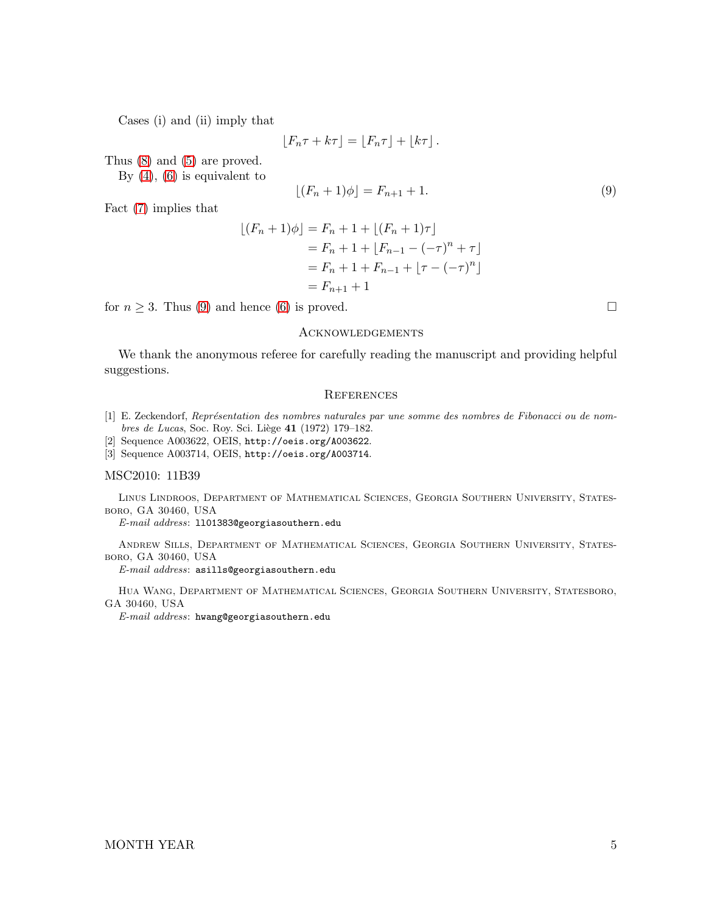Cases (i) and (ii) imply that

$$\lfloor F_n \tau + k\tau \rfloor = \lfloor F_n \tau \rfloor + \lfloor k\tau \rfloor .$$

Thus (8) and (5) are proved.

By (4), (6) is equivalent to

$$\lfloor (F_n + 1)\phi \rfloor = F_{n+1} + 1. \tag{9}$$

Fact (7) implies that

$$\begin{aligned}
\lfloor (F_n + 1)\phi \rfloor &= F_n + 1 + \lfloor (F_n + 1)\tau \rfloor \\
&= F_n + 1 + \lfloor F_{n-1} - (-\tau)^n + \tau \rfloor \\
&= F_n + 1 + F_{n-1} + \lfloor \tau - (-\tau)^n \rfloor \\
&= F_{n+1} + 1
\end{aligned}$$

for $n \geq 3$. Thus (9) and hence (6) is proved. □

## Acknowledgements

We thank the anonymous referee for carefully reading the manuscript and providing helpful suggestions.

## References

[1] E. Zeckendorf, *Représentation des nombres naturales par une somme des nombres de Fibonacci ou de nombres de Lucas*, Soc. Roy. Sci. Liège **41** (1972) 179–182.

[2] Sequence A003622, OEIS, http://oeis.org/A003622.

[3] Sequence A003714, OEIS, http://oeis.org/A003714.

MSC2010: 11B39

Linus Lindroos, Department of Mathematical Sciences, Georgia Southern University, Statesboro, GA 30460, USA
*E-mail address*: ll01383@georgiasouthern.edu

Andrew Sills, Department of Mathematical Sciences, Georgia Southern University, Statesboro, GA 30460, USA
*E-mail address*: asills@georgiasouthern.edu

Hua Wang, Department of Mathematical Sciences, Georgia Southern University, Statesboro, GA 30460, USA
*E-mail address*: hwang@georgiasouthern.edu